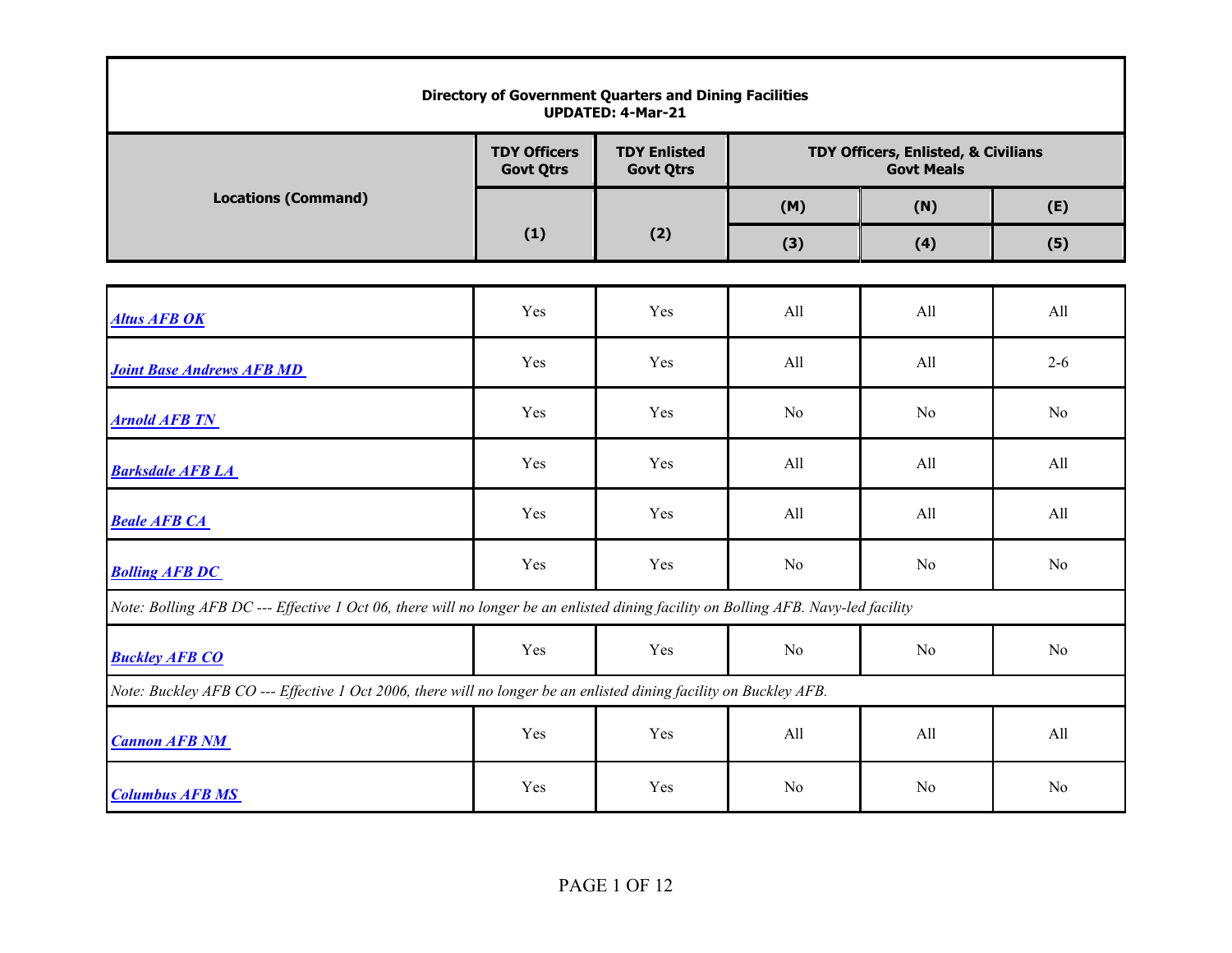**Directory of Government Quarters and Dining Facilities**
**UPDATED: 4-Mar-21**

| Locations (Command) | TDY Officers Govt Qtrs | TDY Enlisted Govt Qtrs | TDY Officers, Enlisted, & Civilians Govt Meals | | |
|---|---|---|---|---|---|
| | | | (M) | (N) | (E) |
| | (1) | (2) | (3) | (4) | (5) |
| ***Altus AFB OK*** | Yes | Yes | All | All | All |
| ***Joint Base Andrews AFB MD*** | Yes | Yes | All | All | 2-6 |
| ***Arnold AFB TN*** | Yes | Yes | No | No | No |
| ***Barksdale AFB LA*** | Yes | Yes | All | All | All |
| ***Beale AFB CA*** | Yes | Yes | All | All | All |
| ***Bolling AFB DC*** | Yes | Yes | No | No | No |
| *Note: Bolling AFB DC --- Effective 1 Oct 06, there will no longer be an enlisted dining facility on Bolling AFB. Navy-led facility* | | | | | |
| ***Buckley AFB CO*** | Yes | Yes | No | No | No |
| *Note: Buckley AFB CO --- Effective 1 Oct 2006, there will no longer be an enlisted dining facility on Buckley AFB.* | | | | | |
| ***Cannon AFB NM*** | Yes | Yes | All | All | All |
| ***Columbus AFB MS*** | Yes | Yes | No | No | No |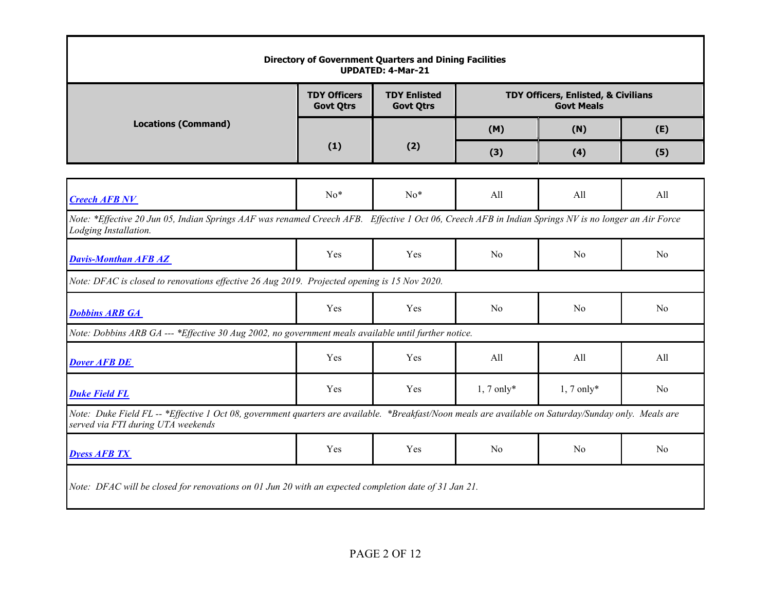**Directory of Government Quarters and Dining Facilities**
**UPDATED: 4-Mar-21**

| Locations (Command) | TDY Officers Govt Qtrs | TDY Enlisted Govt Qtrs | TDY Officers, Enlisted, & Civilians Govt Meals | | |
|---|---|---|---|---|---|
| | | | (M) | (N) | (E) |
| | (1) | (2) | (3) | (4) | (5) |
| ***Creech AFB NV*** | No* | No* | All | All | All |
| *Note: *Effective 20 Jun 05, Indian Springs AAF was renamed Creech AFB. Effective 1 Oct 06, Creech AFB in Indian Springs NV is no longer an Air Force Lodging Installation.* | | | | | |
| ***Davis-Monthan AFB AZ*** | Yes | Yes | No | No | No |
| *Note: DFAC is closed to renovations effective 26 Aug 2019. Projected opening is 15 Nov 2020.* | | | | | |
| ***Dobbins ARB GA*** | Yes | Yes | No | No | No |
| *Note: Dobbins ARB GA --- *Effective 30 Aug 2002, no government meals available until further notice.* | | | | | |
| ***Dover AFB DE*** | Yes | Yes | All | All | All |
| ***Duke Field FL*** | Yes | Yes | 1, 7 only* | 1, 7 only* | No |
| *Note: Duke Field FL -- *Effective 1 Oct 08, government quarters are available. *Breakfast/Noon meals are available on Saturday/Sunday only. Meals are served via FTI during UTA weekends* | | | | | |
| ***Dyess AFB TX*** | Yes | Yes | No | No | No |
| *Note: DFAC will be closed for renovations on 01 Jun 20 with an expected completion date of 31 Jan 21.* | | | | | |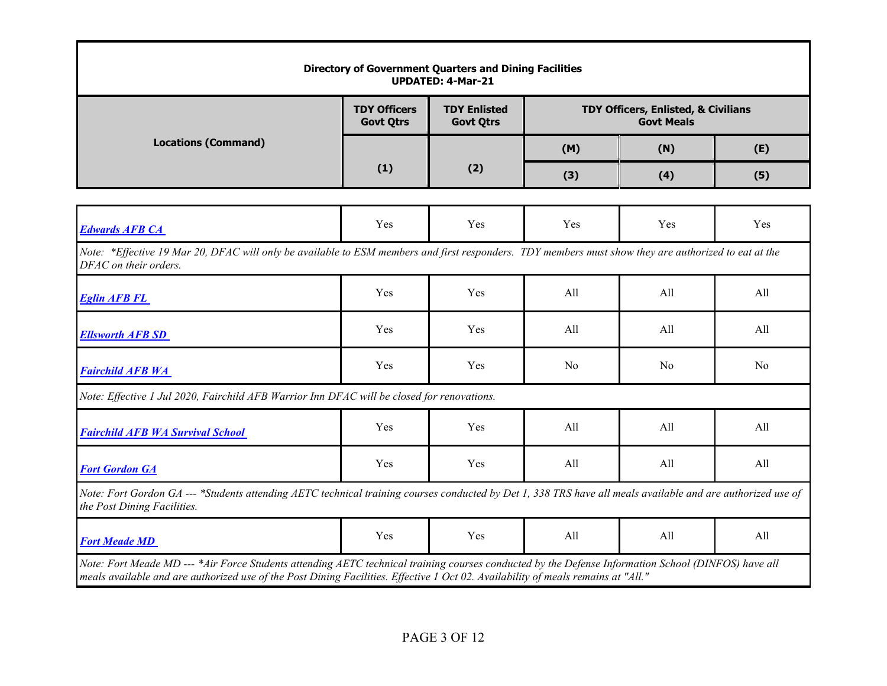**Directory of Government Quarters and Dining Facilities**
**UPDATED: 4-Mar-21**

| Locations (Command) | TDY Officers Govt Qtrs | TDY Enlisted Govt Qtrs | TDY Officers, Enlisted, & Civilians Govt Meals | | |
|---|---|---|---|---|---|
| | | | (M) | (N) | (E) |
| | (1) | (2) | (3) | (4) | (5) |
| ***Edwards AFB CA*** | Yes | Yes | Yes | Yes | Yes |
| *Note: \*Effective 19 Mar 20, DFAC will only be available to ESM members and first responders. TDY members must show they are authorized to eat at the DFAC on their orders.* | | | | | |
| ***Eglin AFB FL*** | Yes | Yes | All | All | All |
| ***Ellsworth AFB SD*** | Yes | Yes | All | All | All |
| ***Fairchild AFB WA*** | Yes | Yes | No | No | No |
| *Note: Effective 1 Jul 2020, Fairchild AFB Warrior Inn DFAC will be closed for renovations.* | | | | | |
| ***Fairchild AFB WA Survival School*** | Yes | Yes | All | All | All |
| ***Fort Gordon GA*** | Yes | Yes | All | All | All |
| *Note: Fort Gordon GA --- \*Students attending AETC technical training courses conducted by Det 1, 338 TRS have all meals available and are authorized use of the Post Dining Facilities.* | | | | | |
| ***Fort Meade MD*** | Yes | Yes | All | All | All |
| *Note: Fort Meade MD --- \*Air Force Students attending AETC technical training courses conducted by the Defense Information School (DINFOS) have all meals available and are authorized use of the Post Dining Facilities. Effective 1 Oct 02. Availability of meals remains at "All."* | | | | | |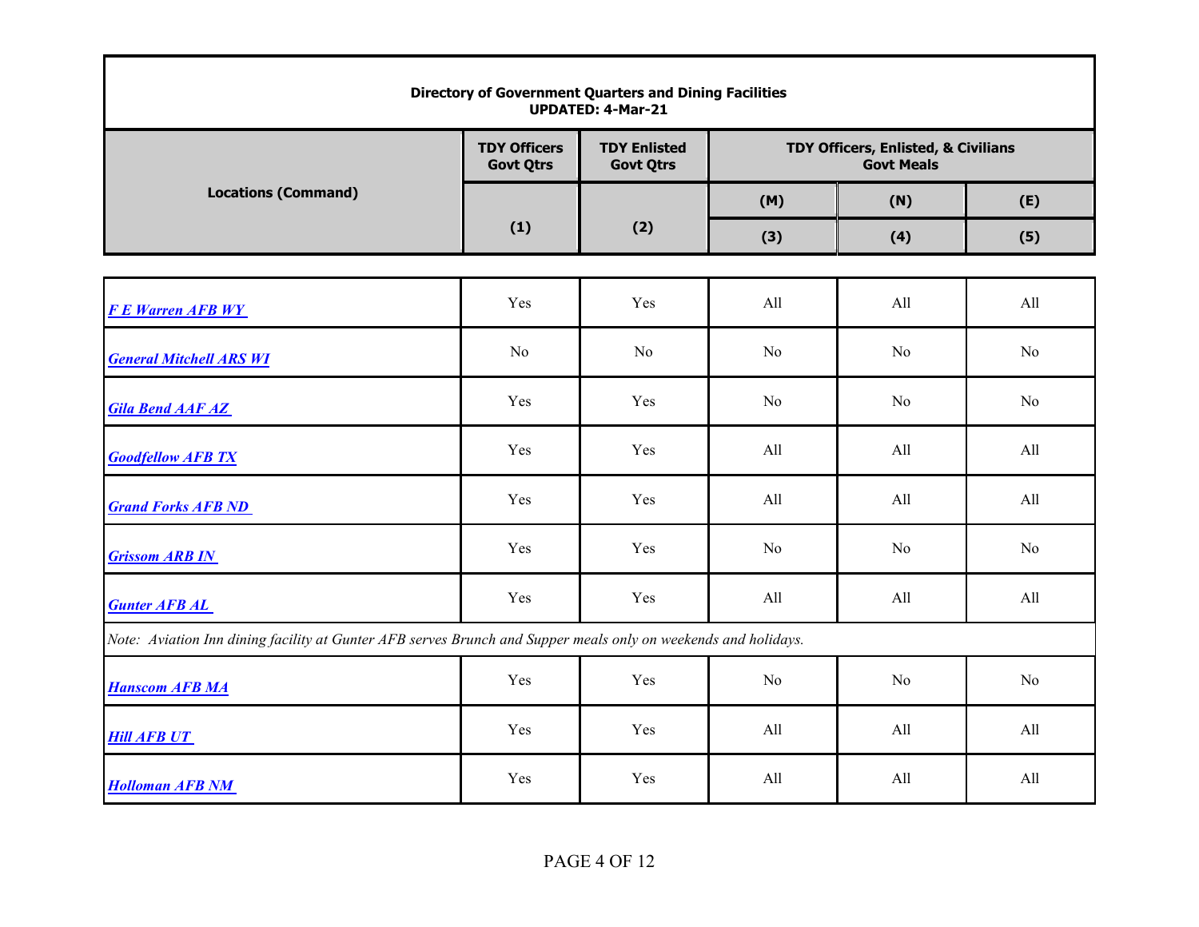**Directory of Government Quarters and Dining Facilities**
**UPDATED: 4-Mar-21**

| Locations (Command) | TDY Officers Govt Qtrs | TDY Enlisted Govt Qtrs | TDY Officers, Enlisted, & Civilians Govt Meals | | |
|---|---|---|---|---|---|
| | | | (M) | (N) | (E) |
| | (1) | (2) | (3) | (4) | (5) |
| *F E Warren AFB WY* | Yes | Yes | All | All | All |
| *General Mitchell ARS WI* | No | No | No | No | No |
| *Gila Bend AAF AZ* | Yes | Yes | No | No | No |
| *Goodfellow AFB TX* | Yes | Yes | All | All | All |
| *Grand Forks AFB ND* | Yes | Yes | All | All | All |
| *Grissom ARB IN* | Yes | Yes | No | No | No |
| *Gunter AFB AL* | Yes | Yes | All | All | All |
| *Note: Aviation Inn dining facility at Gunter AFB serves Brunch and Supper meals only on weekends and holidays.* | | | | | |
| *Hanscom AFB MA* | Yes | Yes | No | No | No |
| *Hill AFB UT* | Yes | Yes | All | All | All |
| *Holloman AFB NM* | Yes | Yes | All | All | All |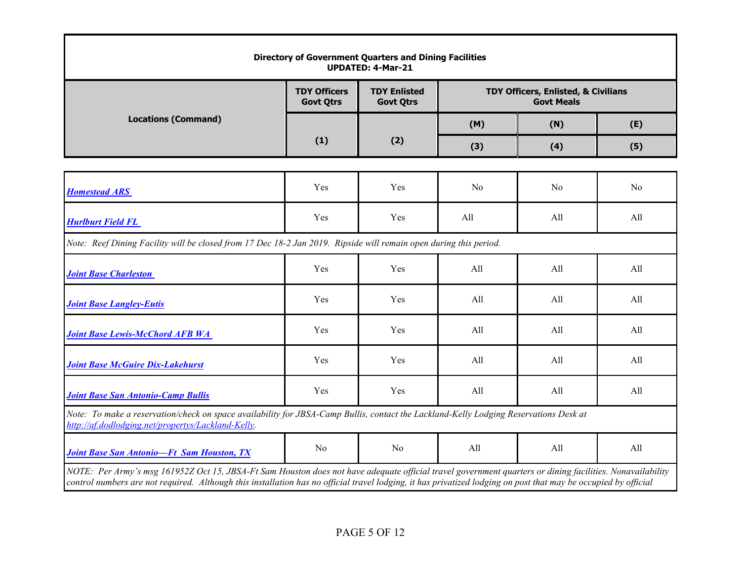**Directory of Government Quarters and Dining Facilities**
**UPDATED: 4-Mar-21**

| Locations (Command) | TDY Officers Govt Qtrs | TDY Enlisted Govt Qtrs | TDY Officers, Enlisted, & Civilians Govt Meals | | |
|---|---|---|---|---|---|
| | | | (M) | (N) | (E) |
| | (1) | (2) | (3) | (4) | (5) |
| *Homestead ARS* | Yes | Yes | No | No | No |
| *Hurlbert Field FL* | Yes | Yes | All | All | All |
| *Note: Reef Dining Facility will be closed from 17 Dec 18-2 Jan 2019. Ripside will remain open during this period.* | | | | | |
| *Joint Base Charleston* | Yes | Yes | All | All | All |
| *Joint Base Langley-Eutis* | Yes | Yes | All | All | All |
| *Joint Base Lewis-McChord AFB WA* | Yes | Yes | All | All | All |
| *Joint Base McGuire Dix-Lakehurst* | Yes | Yes | All | All | All |
| *Joint Base San Antonio-Camp Bullis* | Yes | Yes | All | All | All |
| *Note: To make a reservation/check on space availability for JBSA-Camp Bullis, contact the Lackland-Kelly Lodging Reservations Desk at http://af.dodlodging.net/propertys/Lackland-Kelly.* | | | | | |
| *Joint Base San Antonio—Ft Sam Houston, TX* | No | No | All | All | All |
| *NOTE: Per Army's msg 161952Z Oct 15, JBSA-Ft Sam Houston does not have adequate official travel government quarters or dining facilities. Nonavailability control numbers are not required. Although this installation has no official travel lodging, it has privatized lodging on post that may be occupied by official* | | | | | |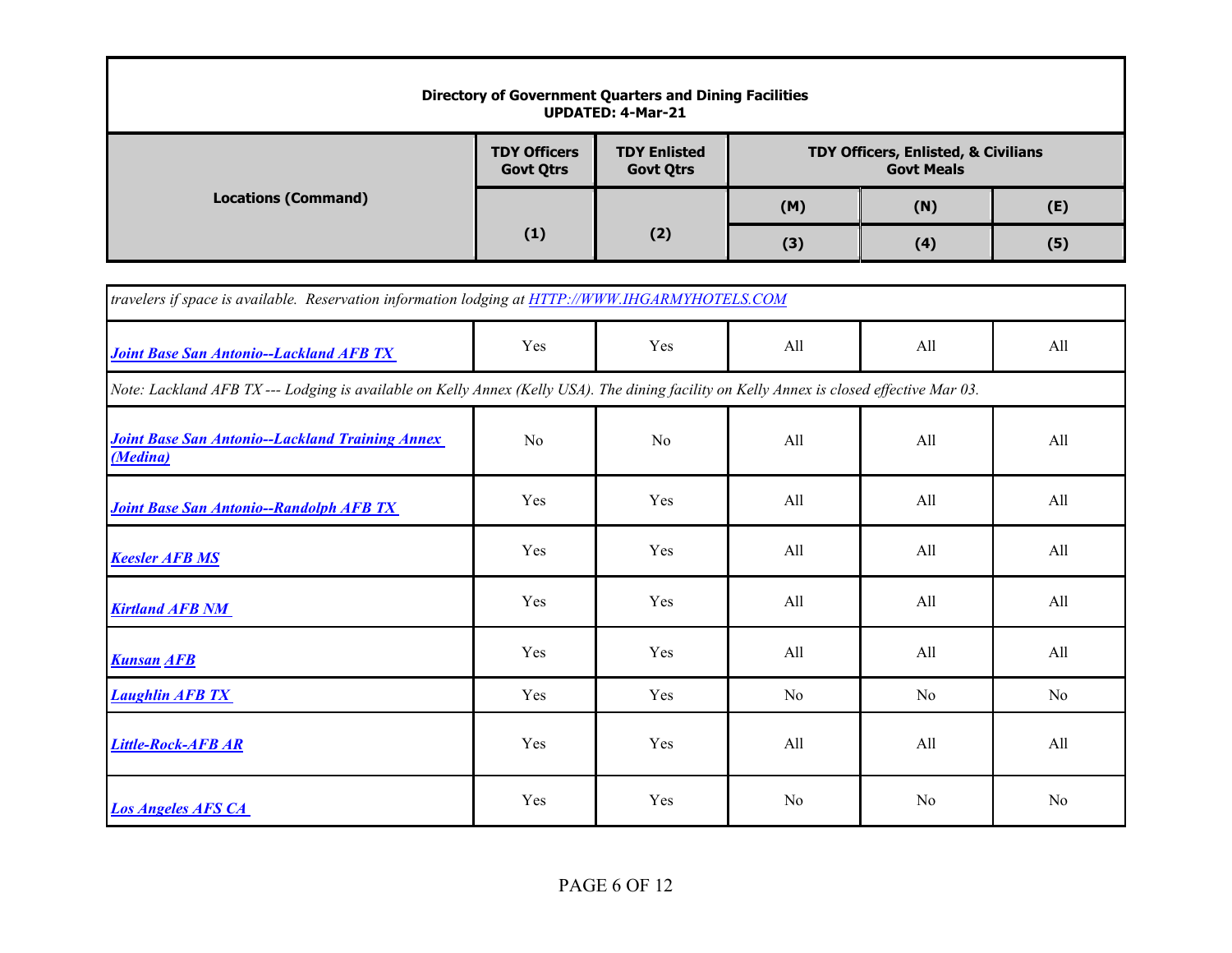**Directory of Government Quarters and Dining Facilities**
**UPDATED: 4-Mar-21**

| Locations (Command) | TDY Officers Govt Qtrs | TDY Enlisted Govt Qtrs | TDY Officers, Enlisted, & Civilians Govt Meals | | |
|---|---|---|---|---|---|
| | | | (M) | (N) | (E) |
| | (1) | (2) | (3) | (4) | (5) |
| *travelers if space is available. Reservation information lodging at HTTP://WWW.IHGARMYHOTELS.COM* | | | | | |
| ***Joint Base San Antonio--Lackland AFB TX*** | Yes | Yes | All | All | All |
| *Note: Lackland AFB TX --- Lodging is available on Kelly Annex (Kelly USA). The dining facility on Kelly Annex is closed effective Mar 03.* | | | | | |
| ***Joint Base San Antonio--Lackland Training Annex (Medina)*** | No | No | All | All | All |
| ***Joint Base San Antonio--Randolph AFB TX*** | Yes | Yes | All | All | All |
| ***Keesler AFB MS*** | Yes | Yes | All | All | All |
| ***Kirtland AFB NM*** | Yes | Yes | All | All | All |
| ***Kunsan AFB*** | Yes | Yes | All | All | All |
| ***Laughlin AFB TX*** | Yes | Yes | No | No | No |
| ***Little-Rock-AFB AR*** | Yes | Yes | All | All | All |
| ***Los Angeles AFS CA*** | Yes | Yes | No | No | No |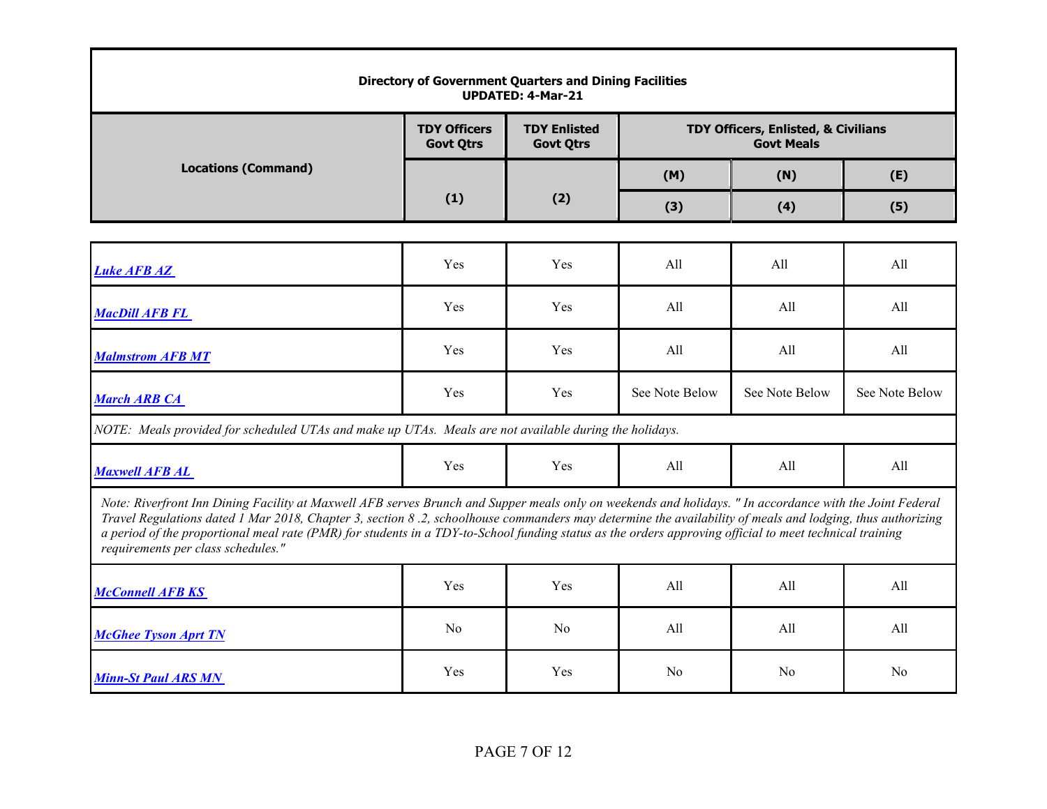**Directory of Government Quarters and Dining Facilities**
**UPDATED: 4-Mar-21**

| Locations (Command) | TDY Officers Govt Qtrs | TDY Enlisted Govt Qtrs | TDY Officers, Enlisted, & Civilians Govt Meals | | |
|---|---|---|---|---|---|
| | | | (M) | (N) | (E) |
| | (1) | (2) | (3) | (4) | (5) |
| *Luke AFB AZ* | Yes | Yes | All | All | All |
| *MacDill AFB FL* | Yes | Yes | All | All | All |
| *Malmstrom AFB MT* | Yes | Yes | All | All | All |
| *March ARB CA* | Yes | Yes | See Note Below | See Note Below | See Note Below |
| *NOTE: Meals provided for scheduled UTAs and make up UTAs. Meals are not available during the holidays.* | | | | | |
| *Maxwell AFB AL* | Yes | Yes | All | All | All |
| *Note: Riverfront Inn Dining Facility at Maxwell AFB serves Brunch and Supper meals only on weekends and holidays. " In accordance with the Joint Federal Travel Regulations dated 1 Mar 2018, Chapter 3, section 8 .2, schoolhouse commanders may determine the availability of meals and lodging, thus authorizing a period of the proportional meal rate (PMR) for students in a TDY-to-School funding status as the orders approving official to meet technical training requirements per class schedules."* | | | | | |
| *McConnell AFB KS* | Yes | Yes | All | All | All |
| *McGhee Tyson Aprt TN* | No | No | All | All | All |
| *Minn-St Paul ARS MN* | Yes | Yes | No | No | No |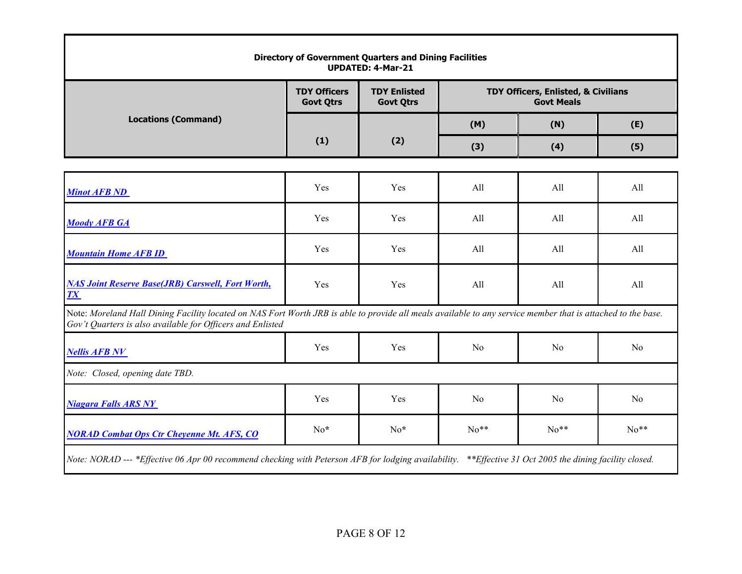**Directory of Government Quarters and Dining Facilities**
**UPDATED: 4-Mar-21**

| Locations (Command) | TDY Officers Govt Qtrs | TDY Enlisted Govt Qtrs | TDY Officers, Enlisted, & Civilians Govt Meals | | |
|---|---|---|---|---|---|
| | | | (M) | (N) | (E) |
| | (1) | (2) | (3) | (4) | (5) |
| ***Minot AFB ND*** | Yes | Yes | All | All | All |
| ***Moody AFB GA*** | Yes | Yes | All | All | All |
| ***Mountain Home AFB ID*** | Yes | Yes | All | All | All |
| ***NAS Joint Reserve Base(JRB) Carswell, Fort Worth, TX*** | Yes | Yes | All | All | All |
| Note: *Moreland Hall Dining Facility located on NAS Fort Worth JRB is able to provide all meals available to any service member that is attached to the base. Gov't Quarters is also available for Officers and Enlisted* | | | | | |
| ***Nellis AFB NV*** | Yes | Yes | No | No | No |
| *Note: Closed, opening date TBD.* | | | | | |
| ***Niagara Falls ARS NY*** | Yes | Yes | No | No | No |
| ***NORAD Combat Ops Ctr Cheyenne Mt. AFS, CO*** | No* | No* | No** | No** | No** |
| *Note: NORAD --- \*Effective 06 Apr 00 recommend checking with Peterson AFB for lodging availability. \*\*Effective 31 Oct 2005 the dining facility closed.* | | | | | |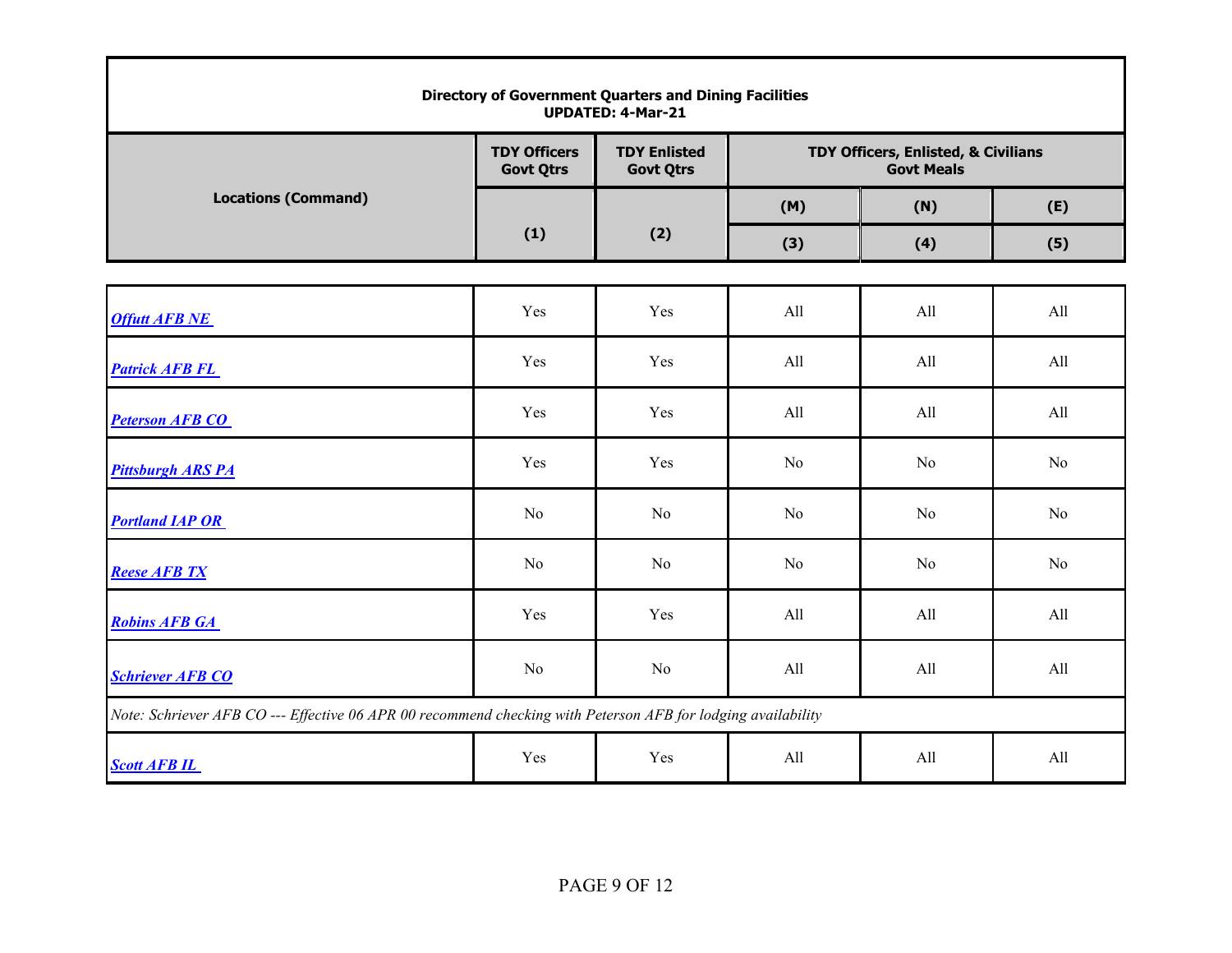**Directory of Government Quarters and Dining Facilities**
**UPDATED: 4-Mar-21**

| Locations (Command) | TDY Officers Govt Qtrs | TDY Enlisted Govt Qtrs | TDY Officers, Enlisted, & Civilians Govt Meals | | |
|---|---|---|---|---|---|
| | | | (M) | (N) | (E) |
| | (1) | (2) | (3) | (4) | (5) |
| ***Offutt AFB NE*** | Yes | Yes | All | All | All |
| ***Patrick AFB FL*** | Yes | Yes | All | All | All |
| ***Peterson AFB CO*** | Yes | Yes | All | All | All |
| ***Pittsburgh ARS PA*** | Yes | Yes | No | No | No |
| ***Portland IAP OR*** | No | No | No | No | No |
| ***Reese AFB TX*** | No | No | No | No | No |
| ***Robins AFB GA*** | Yes | Yes | All | All | All |
| ***Schriever AFB CO*** | No | No | All | All | All |
| *Note: Schriever AFB CO --- Effective 06 APR 00 recommend checking with Peterson AFB for lodging availability* | | | | | |
| ***Scott AFB IL*** | Yes | Yes | All | All | All |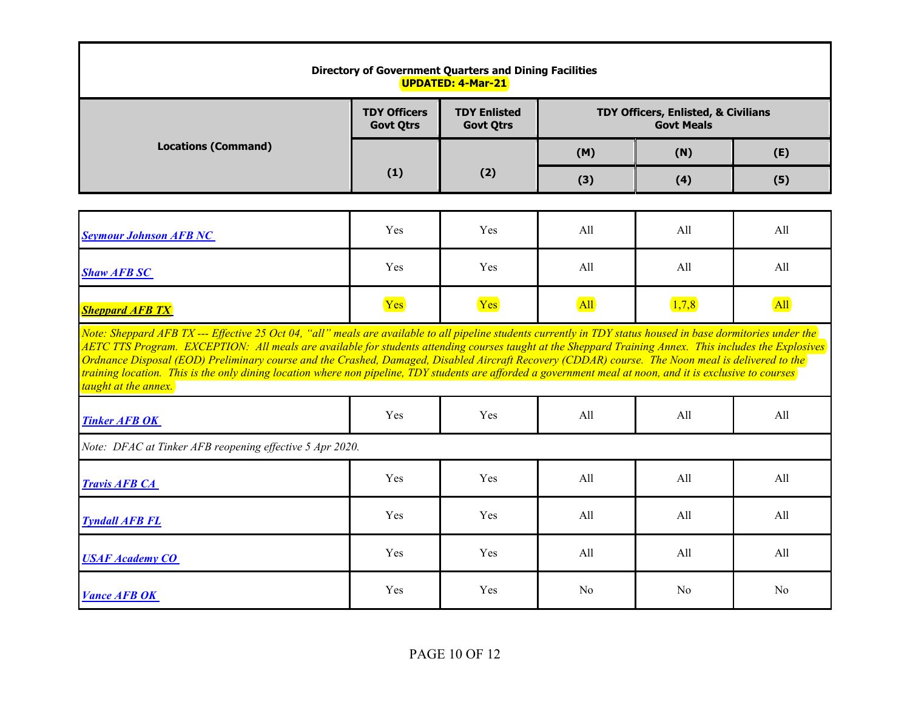**Directory of Government Quarters and Dining Facilities**
**UPDATED: 4-Mar-21**

| Locations (Command) | TDY Officers Govt Qtrs | TDY Enlisted Govt Qtrs | TDY Officers, Enlisted, & Civilians Govt Meals | | |
|---|---|---|---|---|---|
| | | | (M) | (N) | (E) |
| | (1) | (2) | (3) | (4) | (5) |
| ***Seymour Johnson AFB NC*** | Yes | Yes | All | All | All |
| ***Shaw AFB SC*** | Yes | Yes | All | All | All |
| ***Sheppard AFB TX*** | Yes | Yes | All | 1,7,8 | All |
| *Note: Sheppard AFB TX --- Effective 25 Oct 04, "all" meals are available to all pipeline students currently in TDY status housed in base dormitories under the AETC TTS Program. EXCEPTION: All meals are available for students attending courses taught at the Sheppard Training Annex. This includes the Explosives Ordnance Disposal (EOD) Preliminary course and the Crashed, Damaged, Disabled Aircraft Recovery (CDDAR) course. The Noon meal is delivered to the training location. This is the only dining location where non pipeline, TDY students are afforded a government meal at noon, and it is exclusive to courses taught at the annex.* | | | | | |
| ***Tinker AFB OK*** | Yes | Yes | All | All | All |
| *Note: DFAC at Tinker AFB reopening effective 5 Apr 2020.* | | | | | |
| ***Travis AFB CA*** | Yes | Yes | All | All | All |
| ***Tyndall AFB FL*** | Yes | Yes | All | All | All |
| ***USAF Academy CO*** | Yes | Yes | All | All | All |
| ***Vance AFB OK*** | Yes | Yes | No | No | No |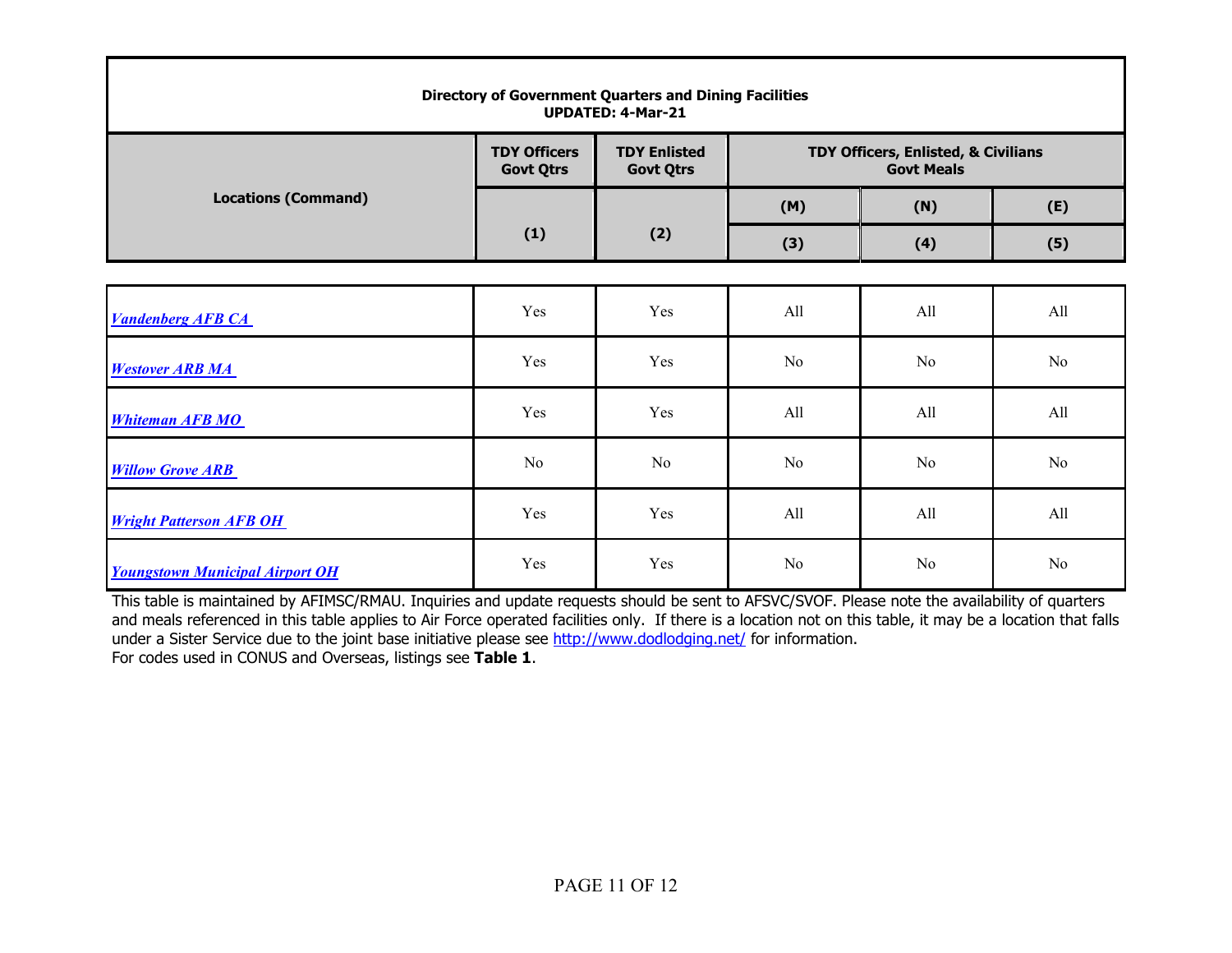**Directory of Government Quarters and Dining Facilities**
**UPDATED: 4-Mar-21**

| Locations (Command) | TDY Officers Govt Qtrs | TDY Enlisted Govt Qtrs | TDY Officers, Enlisted, & Civilians Govt Meals | | |
|---|---|---|---|---|---|
| | | | (M) | (N) | (E) |
| | (1) | (2) | (3) | (4) | (5) |
| *Vandenberg AFB CA* | Yes | Yes | All | All | All |
| *Westover ARB MA* | Yes | Yes | No | No | No |
| *Whiteman AFB MO* | Yes | Yes | All | All | All |
| *Willow Grove ARB* | No | No | No | No | No |
| *Wright Patterson AFB OH* | Yes | Yes | All | All | All |
| *Youngstown Municipal Airport OH* | Yes | Yes | No | No | No |

This table is maintained by AFIMSC/RMAU. Inquiries and update requests should be sent to AFSVC/SVOF. Please note the availability of quarters and meals referenced in this table applies to Air Force operated facilities only. If there is a location not on this table, it may be a location that falls under a Sister Service due to the joint base initiative please see http://www.dodlodging.net/ for information.
For codes used in CONUS and Overseas, listings see **Table 1**.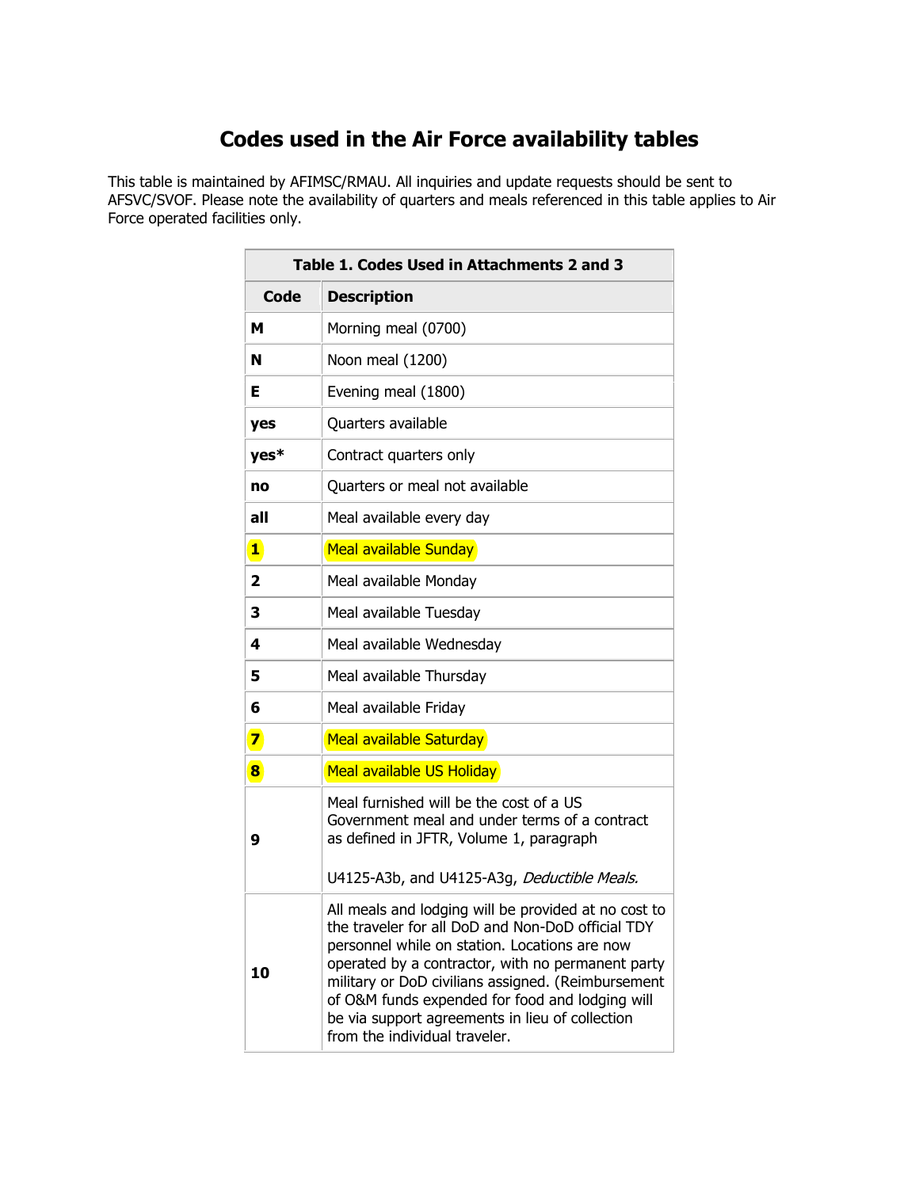# Codes used in the Air Force availability tables

This table is maintained by AFIMSC/RMAU. All inquiries and update requests should be sent to AFSVC/SVOF. Please note the availability of quarters and meals referenced in this table applies to Air Force operated facilities only.

| Table 1. Codes Used in Attachments 2 and 3 | |
|---|---|
| **Code** | **Description** |
| **M** | Morning meal (0700) |
| **N** | Noon meal (1200) |
| **E** | Evening meal (1800) |
| **yes** | Quarters available |
| **yes*** | Contract quarters only |
| **no** | Quarters or meal not available |
| **all** | Meal available every day |
| **1** | Meal available Sunday |
| **2** | Meal available Monday |
| **3** | Meal available Tuesday |
| **4** | Meal available Wednesday |
| **5** | Meal available Thursday |
| **6** | Meal available Friday |
| **7** | Meal available Saturday |
| **8** | Meal available US Holiday |
| **9** | Meal furnished will be the cost of a US Government meal and under terms of a contract as defined in JFTR, Volume 1, paragraph U4125-A3b, and U4125-A3g, *Deductible Meals.* |
| **10** | All meals and lodging will be provided at no cost to the traveler for all DoD and Non-DoD official TDY personnel while on station. Locations are now operated by a contractor, with no permanent party military or DoD civilians assigned. (Reimbursement of O&M funds expended for food and lodging will be via support agreements in lieu of collection from the individual traveler. |